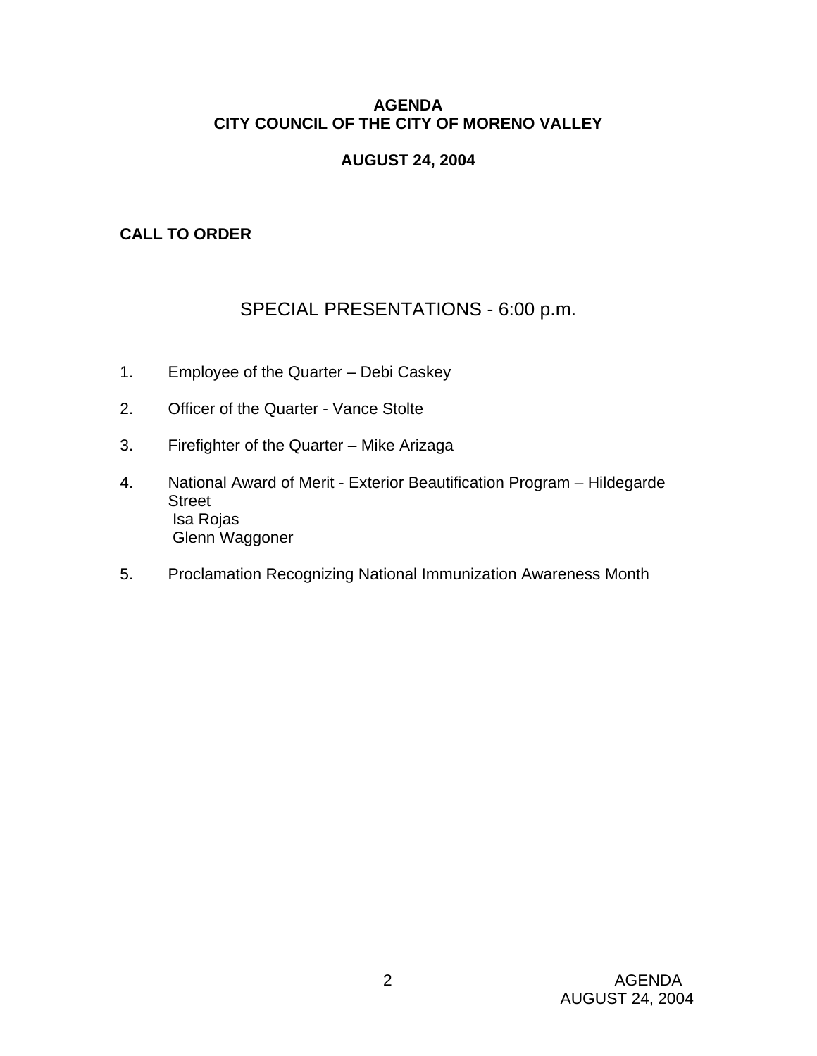# AGENDA
# CITY COUNCIL OF THE CITY OF MORENO VALLEY

## AUGUST 24, 2004

**CALL TO ORDER**

## SPECIAL PRESENTATIONS - 6:00 p.m.

1. Employee of the Quarter – Debi Caskey

2. Officer of the Quarter - Vance Stolte

3. Firefighter of the Quarter – Mike Arizaga

4. National Award of Merit - Exterior Beautification Program – Hildegarde Street
   Isa Rojas
   Glenn Waggoner

5. Proclamation Recognizing National Immunization Awareness Month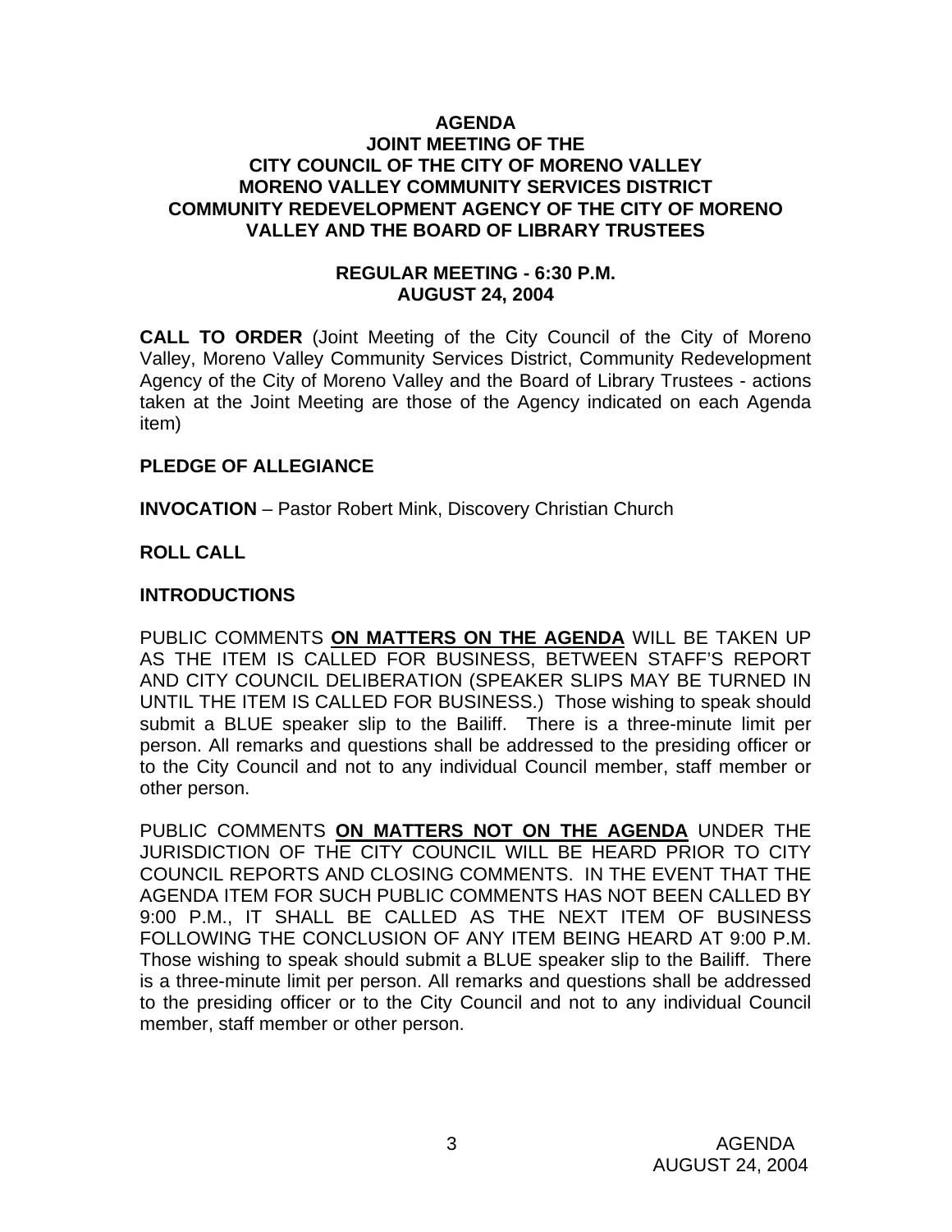# AGENDA
## JOINT MEETING OF THE CITY COUNCIL OF THE CITY OF MORENO VALLEY MORENO VALLEY COMMUNITY SERVICES DISTRICT COMMUNITY REDEVELOPMENT AGENCY OF THE CITY OF MORENO VALLEY AND THE BOARD OF LIBRARY TRUSTEES

### REGULAR MEETING - 6:30 P.M.
### AUGUST 24, 2004

**CALL TO ORDER** (Joint Meeting of the City Council of the City of Moreno Valley, Moreno Valley Community Services District, Community Redevelopment Agency of the City of Moreno Valley and the Board of Library Trustees - actions taken at the Joint Meeting are those of the Agency indicated on each Agenda item)

**PLEDGE OF ALLEGIANCE**

**INVOCATION** – Pastor Robert Mink, Discovery Christian Church

**ROLL CALL**

**INTRODUCTIONS**

PUBLIC COMMENTS **ON MATTERS ON THE AGENDA** WILL BE TAKEN UP AS THE ITEM IS CALLED FOR BUSINESS, BETWEEN STAFF'S REPORT AND CITY COUNCIL DELIBERATION (SPEAKER SLIPS MAY BE TURNED IN UNTIL THE ITEM IS CALLED FOR BUSINESS.) Those wishing to speak should submit a BLUE speaker slip to the Bailiff. There is a three-minute limit per person. All remarks and questions shall be addressed to the presiding officer or to the City Council and not to any individual Council member, staff member or other person.

PUBLIC COMMENTS **ON MATTERS NOT ON THE AGENDA** UNDER THE JURISDICTION OF THE CITY COUNCIL WILL BE HEARD PRIOR TO CITY COUNCIL REPORTS AND CLOSING COMMENTS. IN THE EVENT THAT THE AGENDA ITEM FOR SUCH PUBLIC COMMENTS HAS NOT BEEN CALLED BY 9:00 P.M., IT SHALL BE CALLED AS THE NEXT ITEM OF BUSINESS FOLLOWING THE CONCLUSION OF ANY ITEM BEING HEARD AT 9:00 P.M. Those wishing to speak should submit a BLUE speaker slip to the Bailiff. There is a three-minute limit per person. All remarks and questions shall be addressed to the presiding officer or to the City Council and not to any individual Council member, staff member or other person.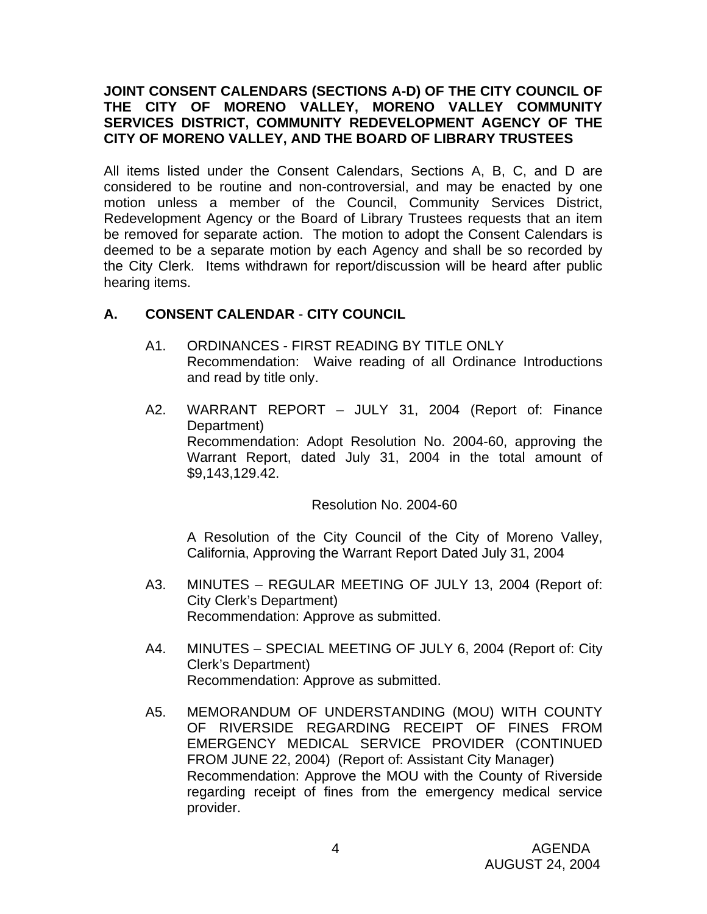**JOINT CONSENT CALENDARS (SECTIONS A-D) OF THE CITY COUNCIL OF THE CITY OF MORENO VALLEY, MORENO VALLEY COMMUNITY SERVICES DISTRICT, COMMUNITY REDEVELOPMENT AGENCY OF THE CITY OF MORENO VALLEY, AND THE BOARD OF LIBRARY TRUSTEES**

All items listed under the Consent Calendars, Sections A, B, C, and D are considered to be routine and non-controversial, and may be enacted by one motion unless a member of the Council, Community Services District, Redevelopment Agency or the Board of Library Trustees requests that an item be removed for separate action. The motion to adopt the Consent Calendars is deemed to be a separate motion by each Agency and shall be so recorded by the City Clerk. Items withdrawn for report/discussion will be heard after public hearing items.

## A. CONSENT CALENDAR - CITY COUNCIL

A1. ORDINANCES - FIRST READING BY TITLE ONLY
Recommendation: Waive reading of all Ordinance Introductions and read by title only.

A2. WARRANT REPORT – JULY 31, 2004 (Report of: Finance Department)
Recommendation: Adopt Resolution No. 2004-60, approving the Warrant Report, dated July 31, 2004 in the total amount of $9,143,129.42.

Resolution No. 2004-60

A Resolution of the City Council of the City of Moreno Valley, California, Approving the Warrant Report Dated July 31, 2004

A3. MINUTES – REGULAR MEETING OF JULY 13, 2004 (Report of: City Clerk's Department)
Recommendation: Approve as submitted.

A4. MINUTES – SPECIAL MEETING OF JULY 6, 2004 (Report of: City Clerk's Department)
Recommendation: Approve as submitted.

A5. MEMORANDUM OF UNDERSTANDING (MOU) WITH COUNTY OF RIVERSIDE REGARDING RECEIPT OF FINES FROM EMERGENCY MEDICAL SERVICE PROVIDER (CONTINUED FROM JUNE 22, 2004) (Report of: Assistant City Manager)
Recommendation: Approve the MOU with the County of Riverside regarding receipt of fines from the emergency medical service provider.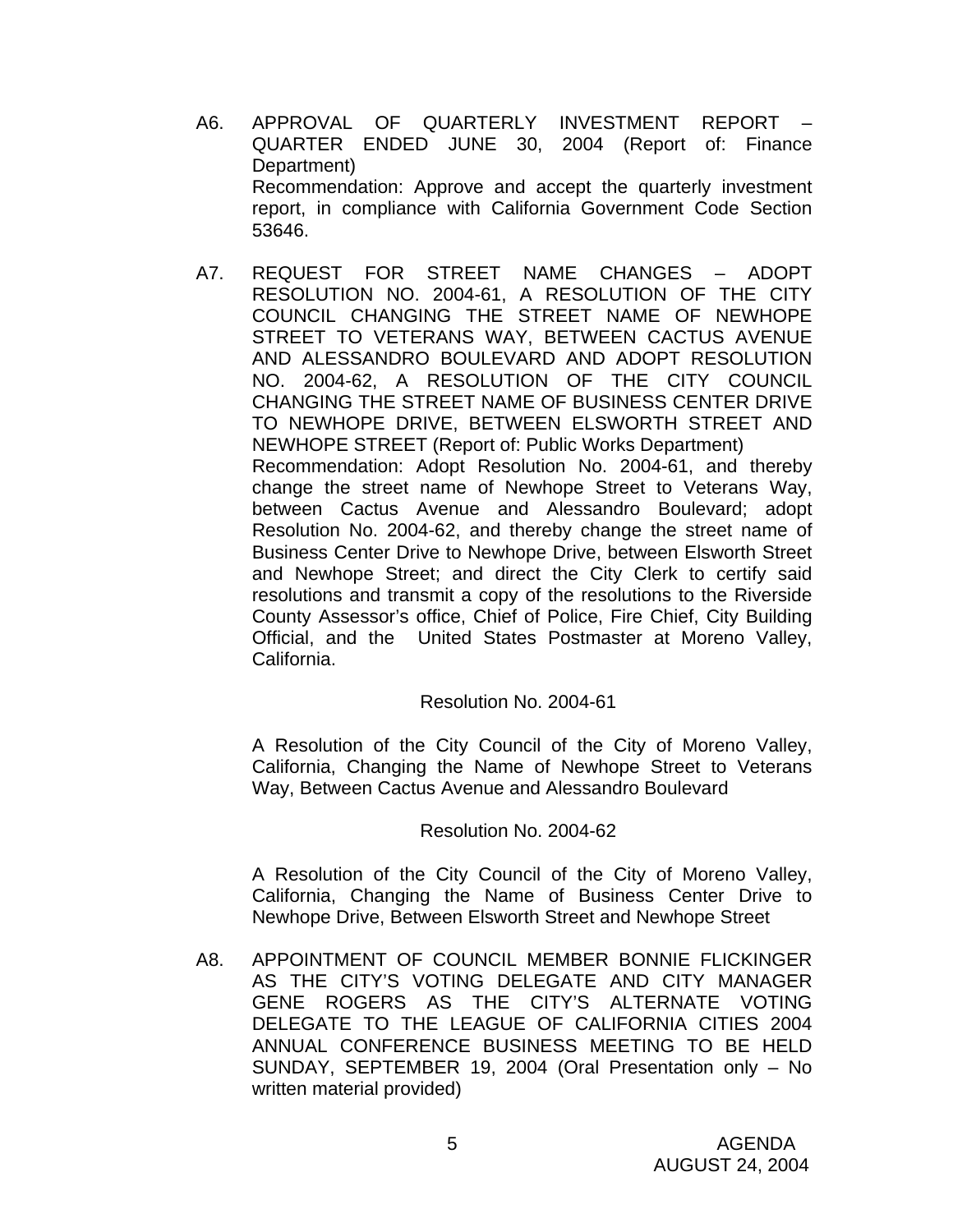A6. APPROVAL OF QUARTERLY INVESTMENT REPORT – QUARTER ENDED JUNE 30, 2004 (Report of: Finance Department)
Recommendation: Approve and accept the quarterly investment report, in compliance with California Government Code Section 53646.

A7. REQUEST FOR STREET NAME CHANGES – ADOPT RESOLUTION NO. 2004-61, A RESOLUTION OF THE CITY COUNCIL CHANGING THE STREET NAME OF NEWHOPE STREET TO VETERANS WAY, BETWEEN CACTUS AVENUE AND ALESSANDRO BOULEVARD AND ADOPT RESOLUTION NO. 2004-62, A RESOLUTION OF THE CITY COUNCIL CHANGING THE STREET NAME OF BUSINESS CENTER DRIVE TO NEWHOPE DRIVE, BETWEEN ELSWORTH STREET AND NEWHOPE STREET (Report of: Public Works Department)
Recommendation: Adopt Resolution No. 2004-61, and thereby change the street name of Newhope Street to Veterans Way, between Cactus Avenue and Alessandro Boulevard; adopt Resolution No. 2004-62, and thereby change the street name of Business Center Drive to Newhope Drive, between Elsworth Street and Newhope Street; and direct the City Clerk to certify said resolutions and transmit a copy of the resolutions to the Riverside County Assessor's office, Chief of Police, Fire Chief, City Building Official, and the United States Postmaster at Moreno Valley, California.

Resolution No. 2004-61

A Resolution of the City Council of the City of Moreno Valley, California, Changing the Name of Newhope Street to Veterans Way, Between Cactus Avenue and Alessandro Boulevard

Resolution No. 2004-62

A Resolution of the City Council of the City of Moreno Valley, California, Changing the Name of Business Center Drive to Newhope Drive, Between Elsworth Street and Newhope Street

A8. APPOINTMENT OF COUNCIL MEMBER BONNIE FLICKINGER AS THE CITY'S VOTING DELEGATE AND CITY MANAGER GENE ROGERS AS THE CITY'S ALTERNATE VOTING DELEGATE TO THE LEAGUE OF CALIFORNIA CITIES 2004 ANNUAL CONFERENCE BUSINESS MEETING TO BE HELD SUNDAY, SEPTEMBER 19, 2004 (Oral Presentation only – No written material provided)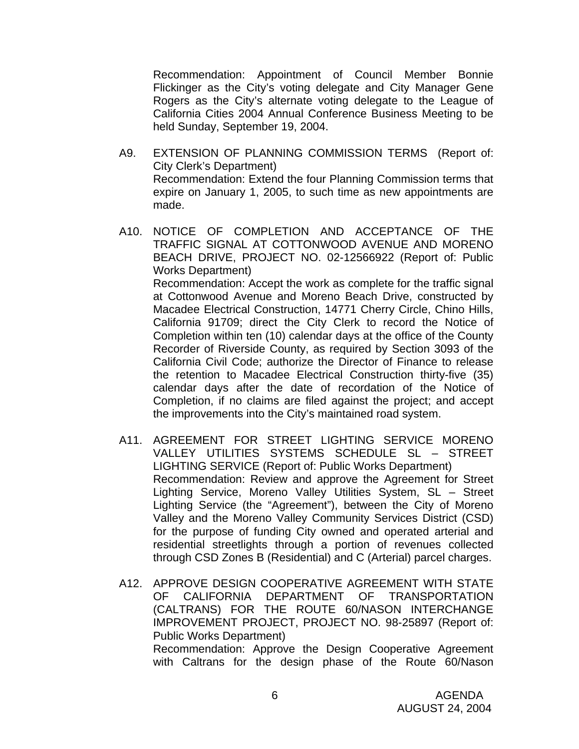Recommendation: Appointment of Council Member Bonnie Flickinger as the City's voting delegate and City Manager Gene Rogers as the City's alternate voting delegate to the League of California Cities 2004 Annual Conference Business Meeting to be held Sunday, September 19, 2004.

A9. EXTENSION OF PLANNING COMMISSION TERMS (Report of: City Clerk's Department)
Recommendation: Extend the four Planning Commission terms that expire on January 1, 2005, to such time as new appointments are made.

A10. NOTICE OF COMPLETION AND ACCEPTANCE OF THE TRAFFIC SIGNAL AT COTTONWOOD AVENUE AND MORENO BEACH DRIVE, PROJECT NO. 02-12566922 (Report of: Public Works Department)
Recommendation: Accept the work as complete for the traffic signal at Cottonwood Avenue and Moreno Beach Drive, constructed by Macadee Electrical Construction, 14771 Cherry Circle, Chino Hills, California 91709; direct the City Clerk to record the Notice of Completion within ten (10) calendar days at the office of the County Recorder of Riverside County, as required by Section 3093 of the California Civil Code; authorize the Director of Finance to release the retention to Macadee Electrical Construction thirty-five (35) calendar days after the date of recordation of the Notice of Completion, if no claims are filed against the project; and accept the improvements into the City's maintained road system.

A11. AGREEMENT FOR STREET LIGHTING SERVICE MORENO VALLEY UTILITIES SYSTEMS SCHEDULE SL – STREET LIGHTING SERVICE (Report of: Public Works Department)
Recommendation: Review and approve the Agreement for Street Lighting Service, Moreno Valley Utilities System, SL – Street Lighting Service (the "Agreement"), between the City of Moreno Valley and the Moreno Valley Community Services District (CSD) for the purpose of funding City owned and operated arterial and residential streetlights through a portion of revenues collected through CSD Zones B (Residential) and C (Arterial) parcel charges.

A12. APPROVE DESIGN COOPERATIVE AGREEMENT WITH STATE OF CALIFORNIA DEPARTMENT OF TRANSPORTATION (CALTRANS) FOR THE ROUTE 60/NASON INTERCHANGE IMPROVEMENT PROJECT, PROJECT NO. 98-25897 (Report of: Public Works Department)
Recommendation: Approve the Design Cooperative Agreement with Caltrans for the design phase of the Route 60/Nason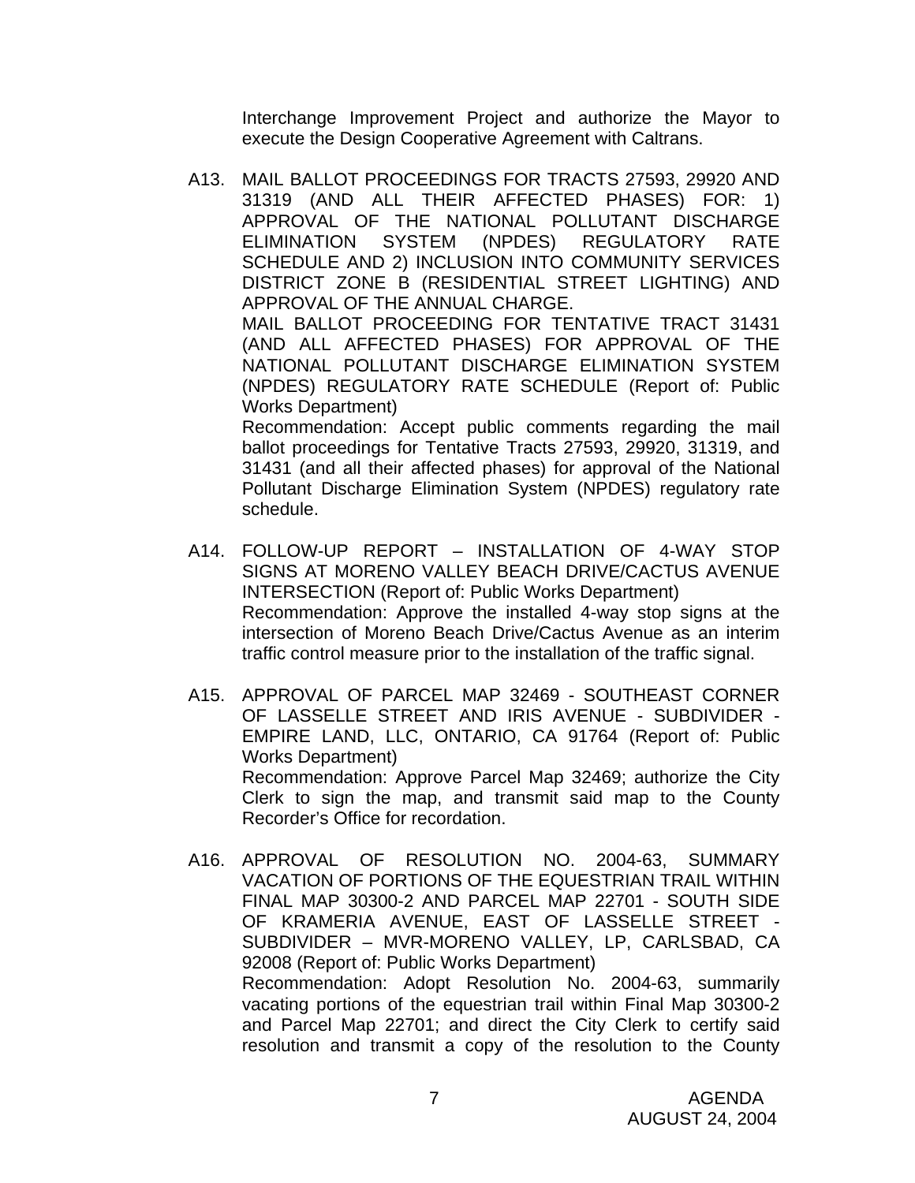Interchange Improvement Project and authorize the Mayor to execute the Design Cooperative Agreement with Caltrans.

A13. MAIL BALLOT PROCEEDINGS FOR TRACTS 27593, 29920 AND 31319 (AND ALL THEIR AFFECTED PHASES) FOR: 1) APPROVAL OF THE NATIONAL POLLUTANT DISCHARGE ELIMINATION SYSTEM (NPDES) REGULATORY RATE SCHEDULE AND 2) INCLUSION INTO COMMUNITY SERVICES DISTRICT ZONE B (RESIDENTIAL STREET LIGHTING) AND APPROVAL OF THE ANNUAL CHARGE.
MAIL BALLOT PROCEEDING FOR TENTATIVE TRACT 31431 (AND ALL AFFECTED PHASES) FOR APPROVAL OF THE NATIONAL POLLUTANT DISCHARGE ELIMINATION SYSTEM (NPDES) REGULATORY RATE SCHEDULE (Report of: Public Works Department)
Recommendation: Accept public comments regarding the mail ballot proceedings for Tentative Tracts 27593, 29920, 31319, and 31431 (and all their affected phases) for approval of the National Pollutant Discharge Elimination System (NPDES) regulatory rate schedule.

A14. FOLLOW-UP REPORT – INSTALLATION OF 4-WAY STOP SIGNS AT MORENO VALLEY BEACH DRIVE/CACTUS AVENUE INTERSECTION (Report of: Public Works Department)
Recommendation: Approve the installed 4-way stop signs at the intersection of Moreno Beach Drive/Cactus Avenue as an interim traffic control measure prior to the installation of the traffic signal.

A15. APPROVAL OF PARCEL MAP 32469 - SOUTHEAST CORNER OF LASSELLE STREET AND IRIS AVENUE - SUBDIVIDER - EMPIRE LAND, LLC, ONTARIO, CA 91764 (Report of: Public Works Department)
Recommendation: Approve Parcel Map 32469; authorize the City Clerk to sign the map, and transmit said map to the County Recorder's Office for recordation.

A16. APPROVAL OF RESOLUTION NO. 2004-63, SUMMARY VACATION OF PORTIONS OF THE EQUESTRIAN TRAIL WITHIN FINAL MAP 30300-2 AND PARCEL MAP 22701 - SOUTH SIDE OF KRAMERIA AVENUE, EAST OF LASSELLE STREET - SUBDIVIDER – MVR-MORENO VALLEY, LP, CARLSBAD, CA 92008 (Report of: Public Works Department)
Recommendation: Adopt Resolution No. 2004-63, summarily vacating portions of the equestrian trail within Final Map 30300-2 and Parcel Map 22701; and direct the City Clerk to certify said resolution and transmit a copy of the resolution to the County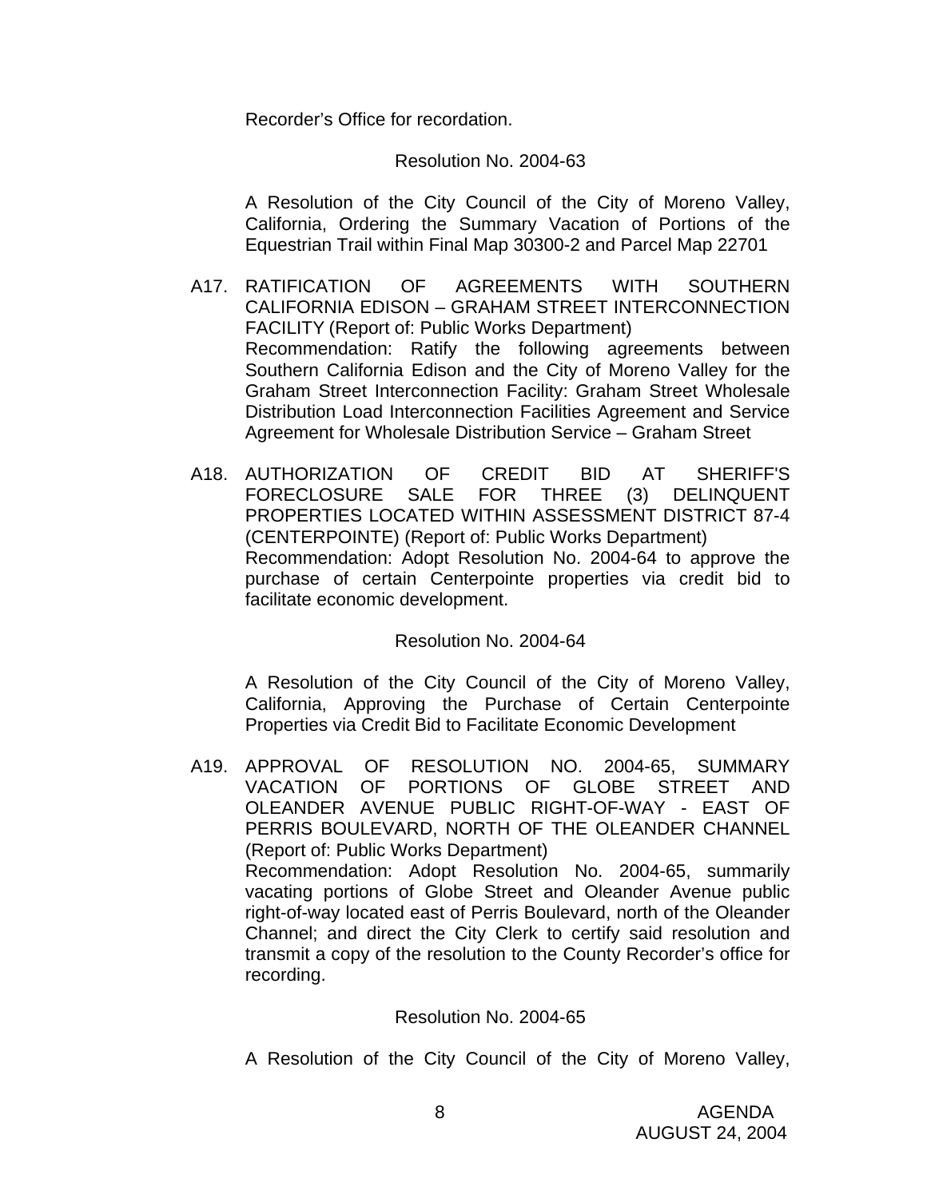Recorder's Office for recordation.

Resolution No. 2004-63

A Resolution of the City Council of the City of Moreno Valley, California, Ordering the Summary Vacation of Portions of the Equestrian Trail within Final Map 30300-2 and Parcel Map 22701

A17. RATIFICATION OF AGREEMENTS WITH SOUTHERN CALIFORNIA EDISON – GRAHAM STREET INTERCONNECTION FACILITY (Report of: Public Works Department)
Recommendation: Ratify the following agreements between Southern California Edison and the City of Moreno Valley for the Graham Street Interconnection Facility: Graham Street Wholesale Distribution Load Interconnection Facilities Agreement and Service Agreement for Wholesale Distribution Service – Graham Street

A18. AUTHORIZATION OF CREDIT BID AT SHERIFF'S FORECLOSURE SALE FOR THREE (3) DELINQUENT PROPERTIES LOCATED WITHIN ASSESSMENT DISTRICT 87-4 (CENTERPOINTE) (Report of: Public Works Department)
Recommendation: Adopt Resolution No. 2004-64 to approve the purchase of certain Centerpointe properties via credit bid to facilitate economic development.

Resolution No. 2004-64

A Resolution of the City Council of the City of Moreno Valley, California, Approving the Purchase of Certain Centerpointe Properties via Credit Bid to Facilitate Economic Development

A19. APPROVAL OF RESOLUTION NO. 2004-65, SUMMARY VACATION OF PORTIONS OF GLOBE STREET AND OLEANDER AVENUE PUBLIC RIGHT-OF-WAY - EAST OF PERRIS BOULEVARD, NORTH OF THE OLEANDER CHANNEL (Report of: Public Works Department)
Recommendation: Adopt Resolution No. 2004-65, summarily vacating portions of Globe Street and Oleander Avenue public right-of-way located east of Perris Boulevard, north of the Oleander Channel; and direct the City Clerk to certify said resolution and transmit a copy of the resolution to the County Recorder's office for recording.

Resolution No. 2004-65

A Resolution of the City Council of the City of Moreno Valley,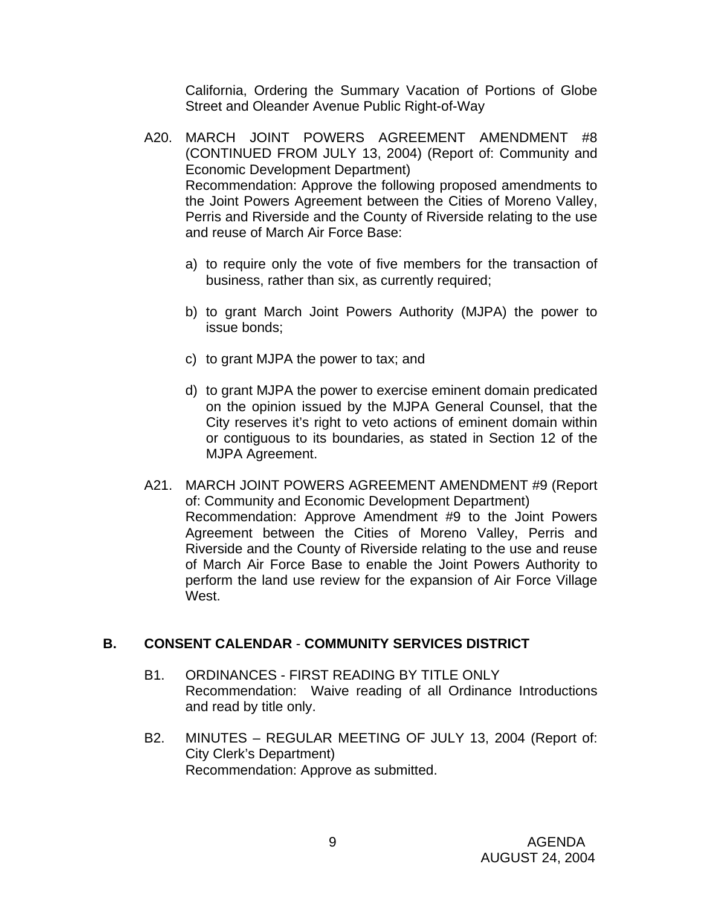California, Ordering the Summary Vacation of Portions of Globe Street and Oleander Avenue Public Right-of-Way

A20. MARCH JOINT POWERS AGREEMENT AMENDMENT #8 (CONTINUED FROM JULY 13, 2004) (Report of: Community and Economic Development Department)
Recommendation: Approve the following proposed amendments to the Joint Powers Agreement between the Cities of Moreno Valley, Perris and Riverside and the County of Riverside relating to the use and reuse of March Air Force Base:

a) to require only the vote of five members for the transaction of business, rather than six, as currently required;

b) to grant March Joint Powers Authority (MJPA) the power to issue bonds;

c) to grant MJPA the power to tax; and

d) to grant MJPA the power to exercise eminent domain predicated on the opinion issued by the MJPA General Counsel, that the City reserves it's right to veto actions of eminent domain within or contiguous to its boundaries, as stated in Section 12 of the MJPA Agreement.

A21. MARCH JOINT POWERS AGREEMENT AMENDMENT #9 (Report of: Community and Economic Development Department)
Recommendation: Approve Amendment #9 to the Joint Powers Agreement between the Cities of Moreno Valley, Perris and Riverside and the County of Riverside relating to the use and reuse of March Air Force Base to enable the Joint Powers Authority to perform the land use review for the expansion of Air Force Village West.

## B. CONSENT CALENDAR - COMMUNITY SERVICES DISTRICT

B1. ORDINANCES - FIRST READING BY TITLE ONLY
Recommendation: Waive reading of all Ordinance Introductions and read by title only.

B2. MINUTES – REGULAR MEETING OF JULY 13, 2004 (Report of: City Clerk's Department)
Recommendation: Approve as submitted.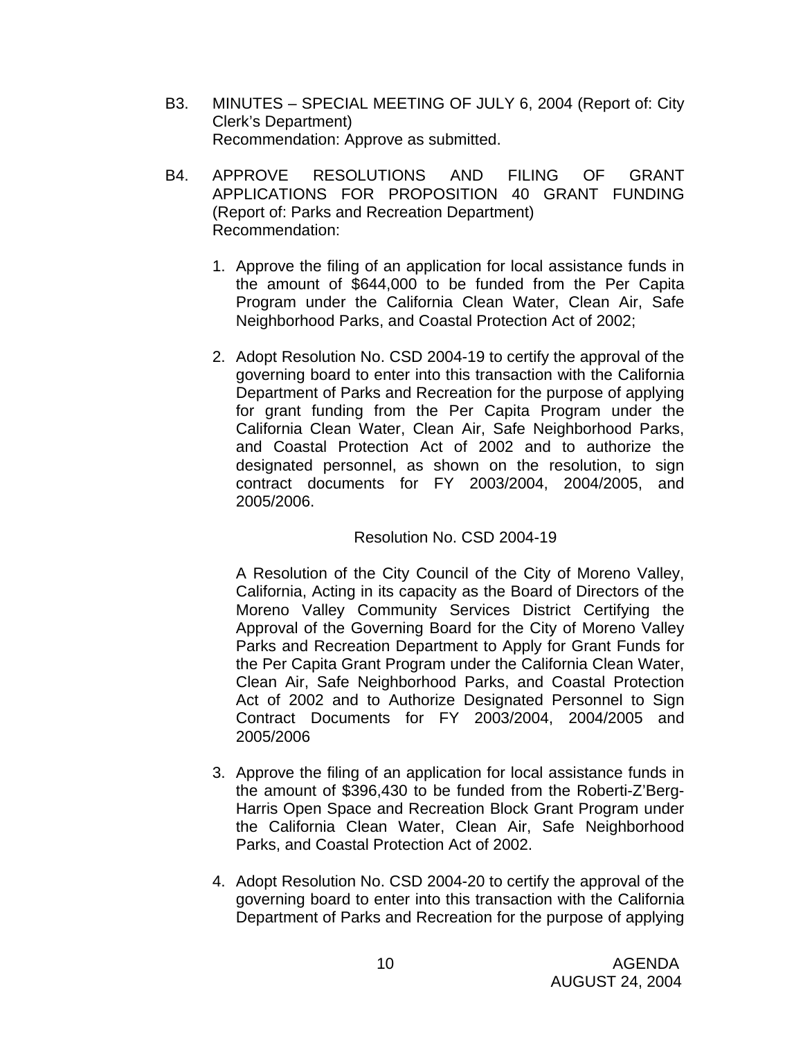B3. MINUTES – SPECIAL MEETING OF JULY 6, 2004 (Report of: City Clerk's Department)
Recommendation: Approve as submitted.

B4. APPROVE RESOLUTIONS AND FILING OF GRANT APPLICATIONS FOR PROPOSITION 40 GRANT FUNDING (Report of: Parks and Recreation Department)
Recommendation:

1. Approve the filing of an application for local assistance funds in the amount of $644,000 to be funded from the Per Capita Program under the California Clean Water, Clean Air, Safe Neighborhood Parks, and Coastal Protection Act of 2002;

2. Adopt Resolution No. CSD 2004-19 to certify the approval of the governing board to enter into this transaction with the California Department of Parks and Recreation for the purpose of applying for grant funding from the Per Capita Program under the California Clean Water, Clean Air, Safe Neighborhood Parks, and Coastal Protection Act of 2002 and to authorize the designated personnel, as shown on the resolution, to sign contract documents for FY 2003/2004, 2004/2005, and 2005/2006.

   Resolution No. CSD 2004-19

   A Resolution of the City Council of the City of Moreno Valley, California, Acting in its capacity as the Board of Directors of the Moreno Valley Community Services District Certifying the Approval of the Governing Board for the City of Moreno Valley Parks and Recreation Department to Apply for Grant Funds for the Per Capita Grant Program under the California Clean Water, Clean Air, Safe Neighborhood Parks, and Coastal Protection Act of 2002 and to Authorize Designated Personnel to Sign Contract Documents for FY 2003/2004, 2004/2005 and 2005/2006

3. Approve the filing of an application for local assistance funds in the amount of $396,430 to be funded from the Roberti-Z'Berg-Harris Open Space and Recreation Block Grant Program under the California Clean Water, Clean Air, Safe Neighborhood Parks, and Coastal Protection Act of 2002.

4. Adopt Resolution No. CSD 2004-20 to certify the approval of the governing board to enter into this transaction with the California Department of Parks and Recreation for the purpose of applying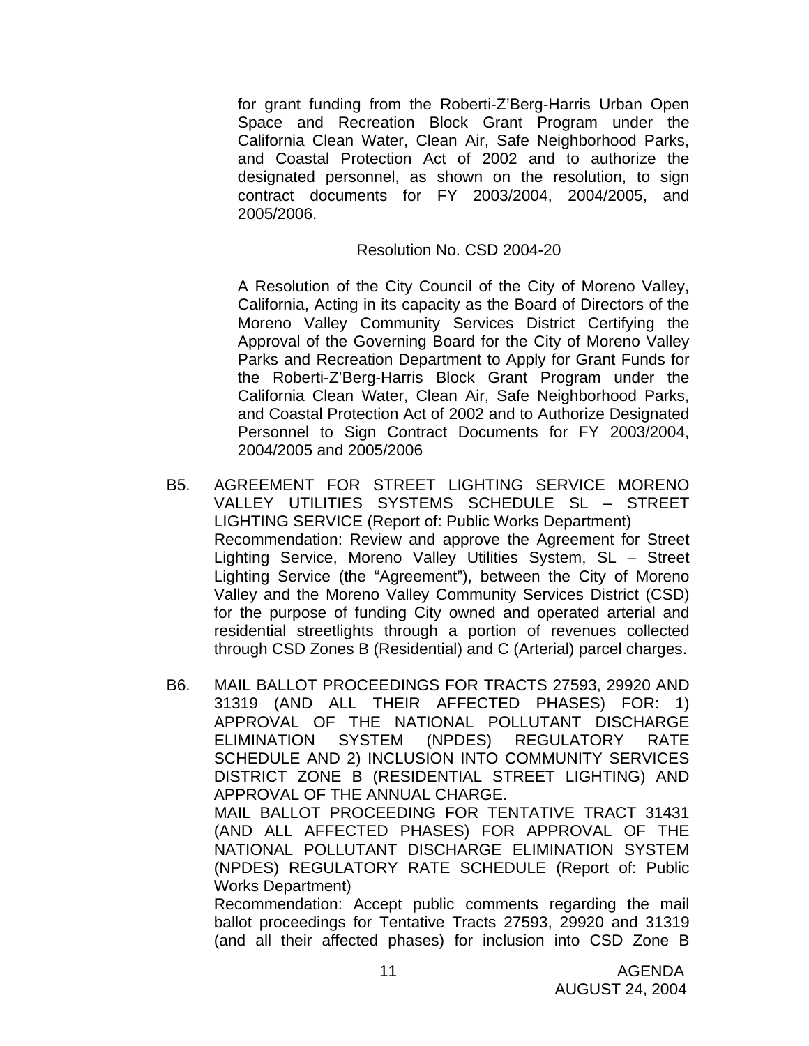for grant funding from the Roberti-Z'Berg-Harris Urban Open Space and Recreation Block Grant Program under the California Clean Water, Clean Air, Safe Neighborhood Parks, and Coastal Protection Act of 2002 and to authorize the designated personnel, as shown on the resolution, to sign contract documents for FY 2003/2004, 2004/2005, and 2005/2006.

Resolution No. CSD 2004-20

A Resolution of the City Council of the City of Moreno Valley, California, Acting in its capacity as the Board of Directors of the Moreno Valley Community Services District Certifying the Approval of the Governing Board for the City of Moreno Valley Parks and Recreation Department to Apply for Grant Funds for the Roberti-Z'Berg-Harris Block Grant Program under the California Clean Water, Clean Air, Safe Neighborhood Parks, and Coastal Protection Act of 2002 and to Authorize Designated Personnel to Sign Contract Documents for FY 2003/2004, 2004/2005 and 2005/2006

B5. AGREEMENT FOR STREET LIGHTING SERVICE MORENO VALLEY UTILITIES SYSTEMS SCHEDULE SL – STREET LIGHTING SERVICE (Report of: Public Works Department)
Recommendation: Review and approve the Agreement for Street Lighting Service, Moreno Valley Utilities System, SL – Street Lighting Service (the "Agreement"), between the City of Moreno Valley and the Moreno Valley Community Services District (CSD) for the purpose of funding City owned and operated arterial and residential streetlights through a portion of revenues collected through CSD Zones B (Residential) and C (Arterial) parcel charges.

B6. MAIL BALLOT PROCEEDINGS FOR TRACTS 27593, 29920 AND 31319 (AND ALL THEIR AFFECTED PHASES) FOR: 1) APPROVAL OF THE NATIONAL POLLUTANT DISCHARGE ELIMINATION SYSTEM (NPDES) REGULATORY RATE SCHEDULE AND 2) INCLUSION INTO COMMUNITY SERVICES DISTRICT ZONE B (RESIDENTIAL STREET LIGHTING) AND APPROVAL OF THE ANNUAL CHARGE.
MAIL BALLOT PROCEEDING FOR TENTATIVE TRACT 31431 (AND ALL AFFECTED PHASES) FOR APPROVAL OF THE NATIONAL POLLUTANT DISCHARGE ELIMINATION SYSTEM (NPDES) REGULATORY RATE SCHEDULE (Report of: Public Works Department)
Recommendation: Accept public comments regarding the mail ballot proceedings for Tentative Tracts 27593, 29920 and 31319 (and all their affected phases) for inclusion into CSD Zone B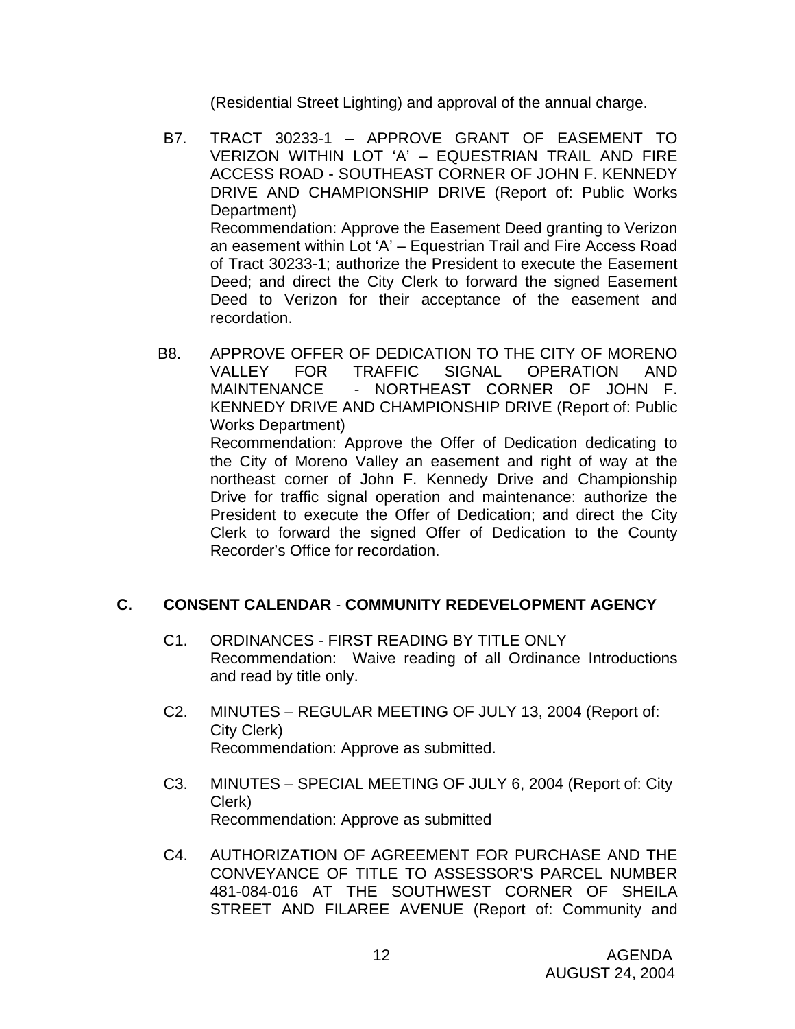(Residential Street Lighting) and approval of the annual charge.

B7. TRACT 30233-1 – APPROVE GRANT OF EASEMENT TO VERIZON WITHIN LOT 'A' – EQUESTRIAN TRAIL AND FIRE ACCESS ROAD - SOUTHEAST CORNER OF JOHN F. KENNEDY DRIVE AND CHAMPIONSHIP DRIVE (Report of: Public Works Department)
Recommendation: Approve the Easement Deed granting to Verizon an easement within Lot 'A' – Equestrian Trail and Fire Access Road of Tract 30233-1; authorize the President to execute the Easement Deed; and direct the City Clerk to forward the signed Easement Deed to Verizon for their acceptance of the easement and recordation.

B8. APPROVE OFFER OF DEDICATION TO THE CITY OF MORENO VALLEY FOR TRAFFIC SIGNAL OPERATION AND MAINTENANCE - NORTHEAST CORNER OF JOHN F. KENNEDY DRIVE AND CHAMPIONSHIP DRIVE (Report of: Public Works Department)
Recommendation: Approve the Offer of Dedication dedicating to the City of Moreno Valley an easement and right of way at the northeast corner of John F. Kennedy Drive and Championship Drive for traffic signal operation and maintenance: authorize the President to execute the Offer of Dedication; and direct the City Clerk to forward the signed Offer of Dedication to the County Recorder's Office for recordation.

## C. CONSENT CALENDAR - COMMUNITY REDEVELOPMENT AGENCY

C1. ORDINANCES - FIRST READING BY TITLE ONLY
Recommendation: Waive reading of all Ordinance Introductions and read by title only.

C2. MINUTES – REGULAR MEETING OF JULY 13, 2004 (Report of: City Clerk)
Recommendation: Approve as submitted.

C3. MINUTES – SPECIAL MEETING OF JULY 6, 2004 (Report of: City Clerk)
Recommendation: Approve as submitted

C4. AUTHORIZATION OF AGREEMENT FOR PURCHASE AND THE CONVEYANCE OF TITLE TO ASSESSOR'S PARCEL NUMBER 481-084-016 AT THE SOUTHWEST CORNER OF SHEILA STREET AND FILAREE AVENUE (Report of: Community and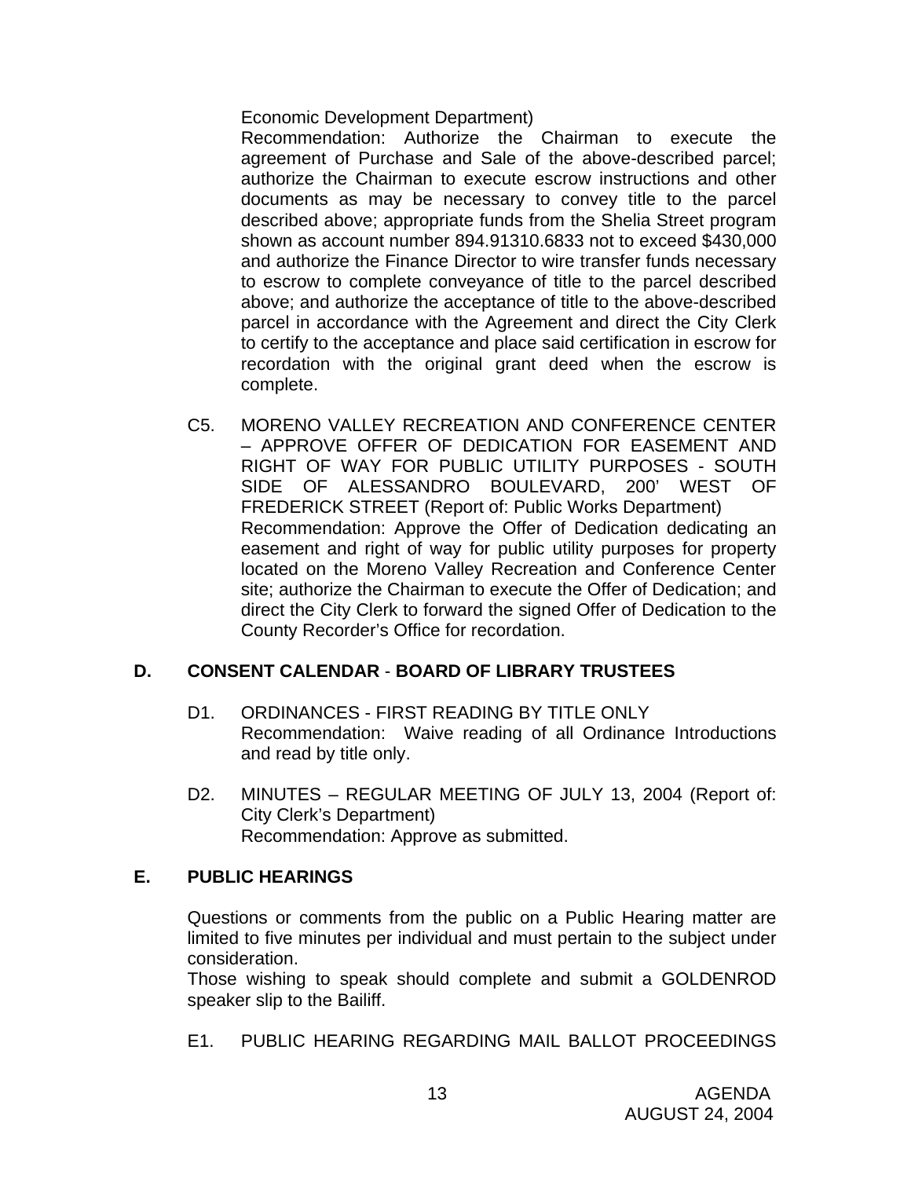Economic Development Department)

Recommendation: Authorize the Chairman to execute the agreement of Purchase and Sale of the above-described parcel; authorize the Chairman to execute escrow instructions and other documents as may be necessary to convey title to the parcel described above; appropriate funds from the Shelia Street program shown as account number 894.91310.6833 not to exceed $430,000 and authorize the Finance Director to wire transfer funds necessary to escrow to complete conveyance of title to the parcel described above; and authorize the acceptance of title to the above-described parcel in accordance with the Agreement and direct the City Clerk to certify to the acceptance and place said certification in escrow for recordation with the original grant deed when the escrow is complete.

C5. MORENO VALLEY RECREATION AND CONFERENCE CENTER – APPROVE OFFER OF DEDICATION FOR EASEMENT AND RIGHT OF WAY FOR PUBLIC UTILITY PURPOSES - SOUTH SIDE OF ALESSANDRO BOULEVARD, 200' WEST OF FREDERICK STREET (Report of: Public Works Department)

Recommendation: Approve the Offer of Dedication dedicating an easement and right of way for public utility purposes for property located on the Moreno Valley Recreation and Conference Center site; authorize the Chairman to execute the Offer of Dedication; and direct the City Clerk to forward the signed Offer of Dedication to the County Recorder's Office for recordation.

## D. CONSENT CALENDAR - BOARD OF LIBRARY TRUSTEES

D1. ORDINANCES - FIRST READING BY TITLE ONLY

Recommendation: Waive reading of all Ordinance Introductions and read by title only.

D2. MINUTES – REGULAR MEETING OF JULY 13, 2004 (Report of: City Clerk's Department)

Recommendation: Approve as submitted.

## E. PUBLIC HEARINGS

Questions or comments from the public on a Public Hearing matter are limited to five minutes per individual and must pertain to the subject under consideration.

Those wishing to speak should complete and submit a GOLDENROD speaker slip to the Bailiff.

E1. PUBLIC HEARING REGARDING MAIL BALLOT PROCEEDINGS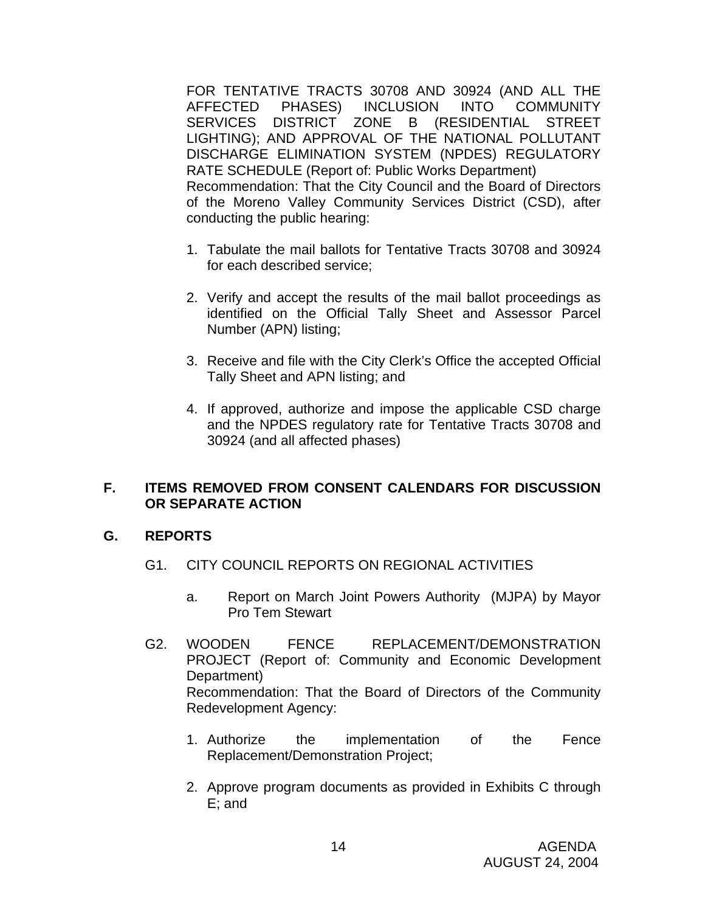FOR TENTATIVE TRACTS 30708 AND 30924 (AND ALL THE AFFECTED PHASES) INCLUSION INTO COMMUNITY SERVICES DISTRICT ZONE B (RESIDENTIAL STREET LIGHTING); AND APPROVAL OF THE NATIONAL POLLUTANT DISCHARGE ELIMINATION SYSTEM (NPDES) REGULATORY RATE SCHEDULE (Report of: Public Works Department)
Recommendation: That the City Council and the Board of Directors of the Moreno Valley Community Services District (CSD), after conducting the public hearing:

1. Tabulate the mail ballots for Tentative Tracts 30708 and 30924 for each described service;

2. Verify and accept the results of the mail ballot proceedings as identified on the Official Tally Sheet and Assessor Parcel Number (APN) listing;

3. Receive and file with the City Clerk's Office the accepted Official Tally Sheet and APN listing; and

4. If approved, authorize and impose the applicable CSD charge and the NPDES regulatory rate for Tentative Tracts 30708 and 30924 (and all affected phases)

## F. ITEMS REMOVED FROM CONSENT CALENDARS FOR DISCUSSION OR SEPARATE ACTION

## G. REPORTS

G1. CITY COUNCIL REPORTS ON REGIONAL ACTIVITIES

a. Report on March Joint Powers Authority (MJPA) by Mayor Pro Tem Stewart

G2. WOODEN FENCE REPLACEMENT/DEMONSTRATION PROJECT (Report of: Community and Economic Development Department)
Recommendation: That the Board of Directors of the Community Redevelopment Agency:

1. Authorize the implementation of the Fence Replacement/Demonstration Project;

2. Approve program documents as provided in Exhibits C through E; and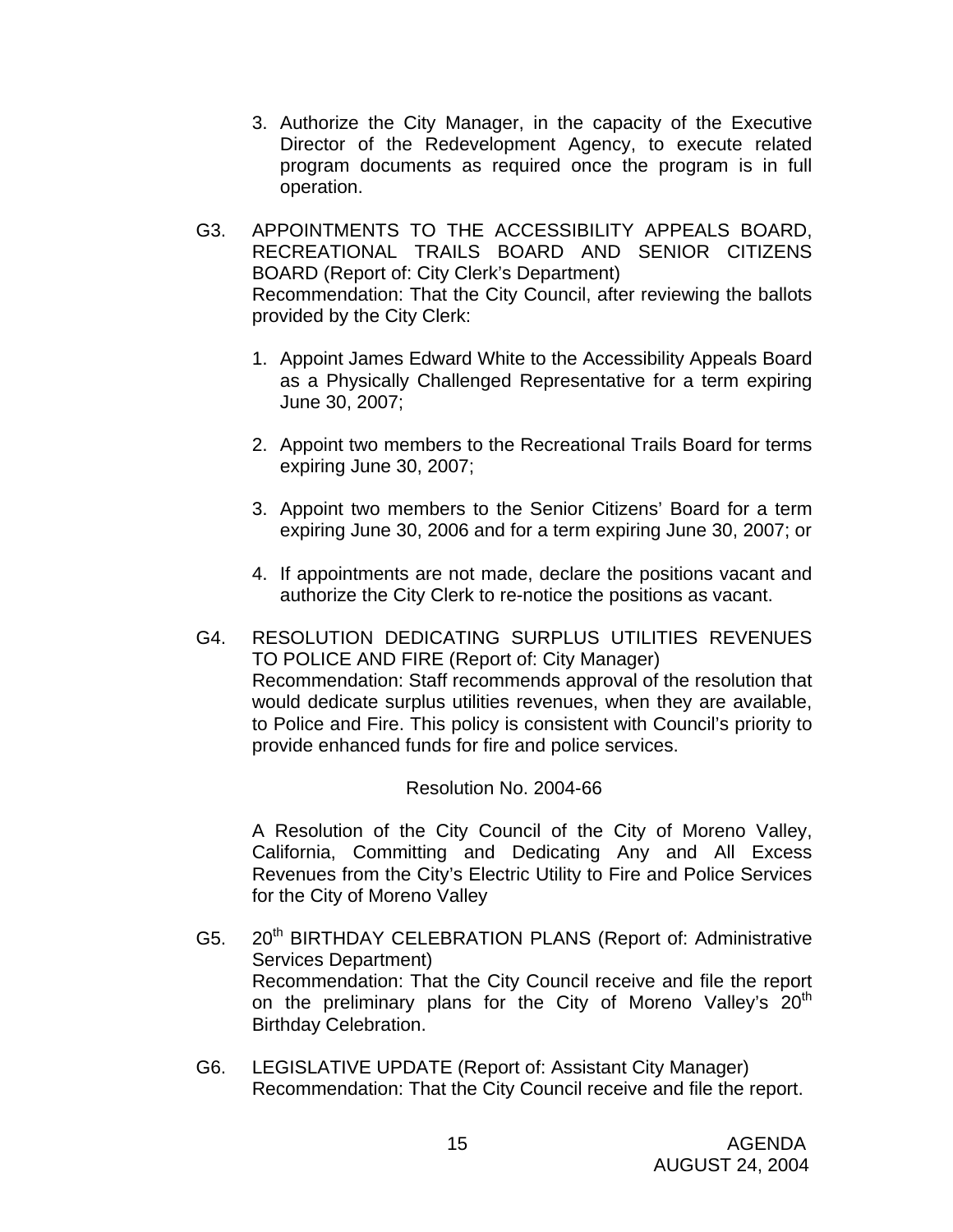3. Authorize the City Manager, in the capacity of the Executive Director of the Redevelopment Agency, to execute related program documents as required once the program is in full operation.

G3. APPOINTMENTS TO THE ACCESSIBILITY APPEALS BOARD, RECREATIONAL TRAILS BOARD AND SENIOR CITIZENS BOARD (Report of: City Clerk's Department)
Recommendation: That the City Council, after reviewing the ballots provided by the City Clerk:

1. Appoint James Edward White to the Accessibility Appeals Board as a Physically Challenged Representative for a term expiring June 30, 2007;

2. Appoint two members to the Recreational Trails Board for terms expiring June 30, 2007;

3. Appoint two members to the Senior Citizens' Board for a term expiring June 30, 2006 and for a term expiring June 30, 2007; or

4. If appointments are not made, declare the positions vacant and authorize the City Clerk to re-notice the positions as vacant.

G4. RESOLUTION DEDICATING SURPLUS UTILITIES REVENUES TO POLICE AND FIRE (Report of: City Manager)
Recommendation: Staff recommends approval of the resolution that would dedicate surplus utilities revenues, when they are available, to Police and Fire. This policy is consistent with Council's priority to provide enhanced funds for fire and police services.

Resolution No. 2004-66

A Resolution of the City Council of the City of Moreno Valley, California, Committing and Dedicating Any and All Excess Revenues from the City's Electric Utility to Fire and Police Services for the City of Moreno Valley

G5. 20th BIRTHDAY CELEBRATION PLANS (Report of: Administrative Services Department)
Recommendation: That the City Council receive and file the report on the preliminary plans for the City of Moreno Valley's 20th Birthday Celebration.

G6. LEGISLATIVE UPDATE (Report of: Assistant City Manager)
Recommendation: That the City Council receive and file the report.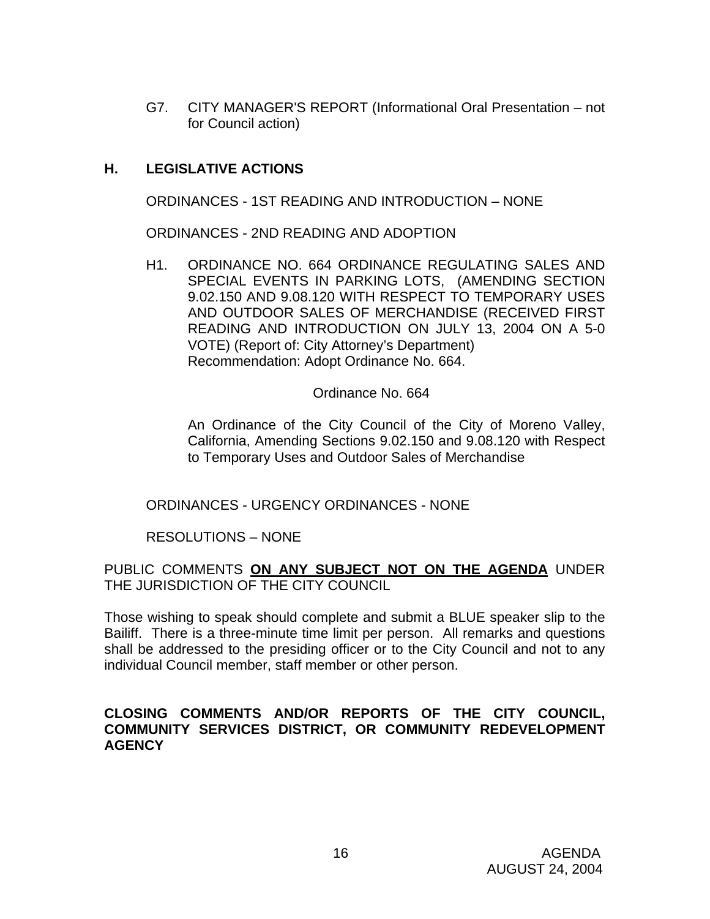G7. CITY MANAGER'S REPORT (Informational Oral Presentation – not for Council action)

## H. LEGISLATIVE ACTIONS

ORDINANCES - 1ST READING AND INTRODUCTION – NONE

ORDINANCES - 2ND READING AND ADOPTION

H1. ORDINANCE NO. 664 ORDINANCE REGULATING SALES AND SPECIAL EVENTS IN PARKING LOTS, (AMENDING SECTION 9.02.150 AND 9.08.120 WITH RESPECT TO TEMPORARY USES AND OUTDOOR SALES OF MERCHANDISE (RECEIVED FIRST READING AND INTRODUCTION ON JULY 13, 2004 ON A 5-0 VOTE) (Report of: City Attorney's Department)
Recommendation: Adopt Ordinance No. 664.

Ordinance No. 664

An Ordinance of the City Council of the City of Moreno Valley, California, Amending Sections 9.02.150 and 9.08.120 with Respect to Temporary Uses and Outdoor Sales of Merchandise

ORDINANCES - URGENCY ORDINANCES - NONE

RESOLUTIONS – NONE

PUBLIC COMMENTS **ON ANY SUBJECT NOT ON THE AGENDA** UNDER THE JURISDICTION OF THE CITY COUNCIL

Those wishing to speak should complete and submit a BLUE speaker slip to the Bailiff. There is a three-minute time limit per person. All remarks and questions shall be addressed to the presiding officer or to the City Council and not to any individual Council member, staff member or other person.

**CLOSING COMMENTS AND/OR REPORTS OF THE CITY COUNCIL, COMMUNITY SERVICES DISTRICT, OR COMMUNITY REDEVELOPMENT AGENCY**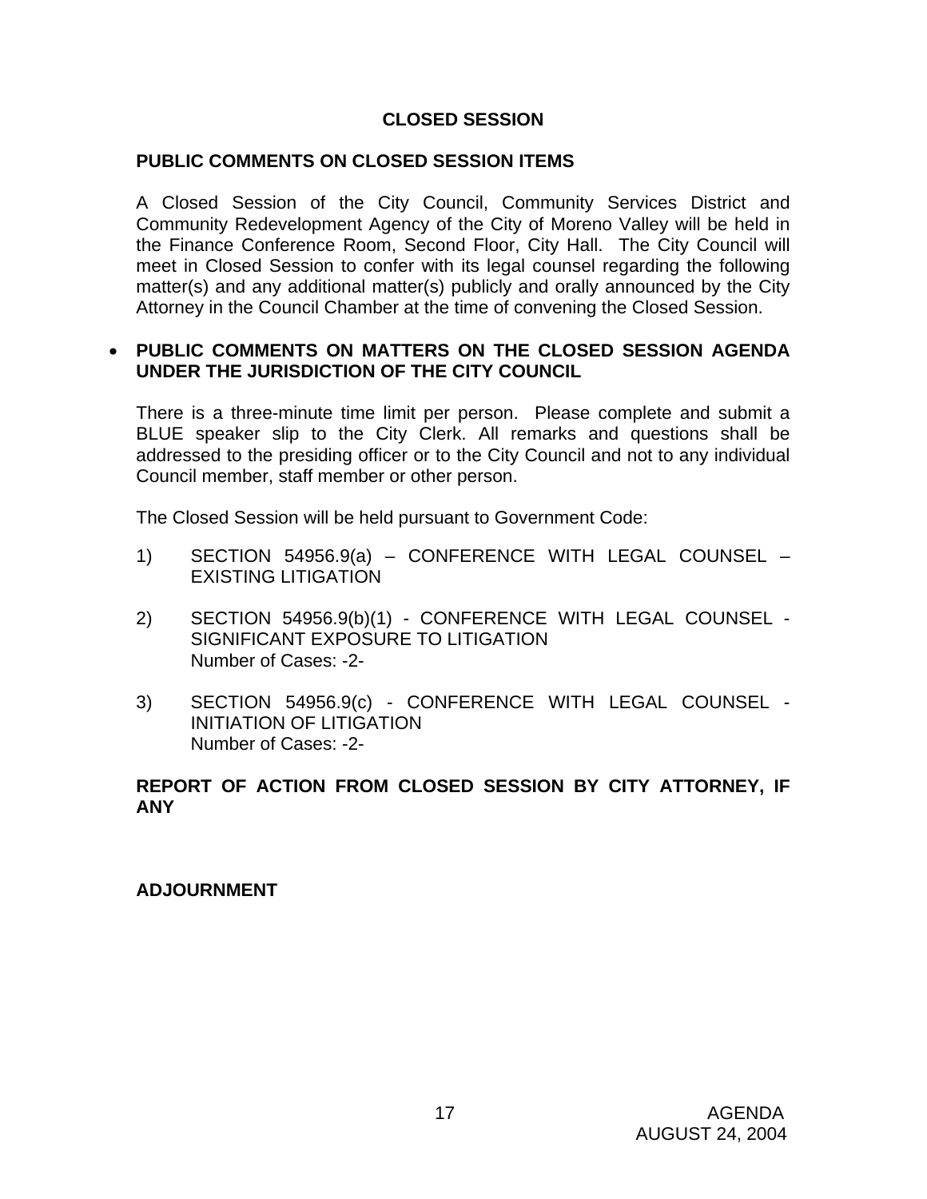## CLOSED SESSION

### PUBLIC COMMENTS ON CLOSED SESSION ITEMS

A Closed Session of the City Council, Community Services District and Community Redevelopment Agency of the City of Moreno Valley will be held in the Finance Conference Room, Second Floor, City Hall. The City Council will meet in Closed Session to confer with its legal counsel regarding the following matter(s) and any additional matter(s) publicly and orally announced by the City Attorney in the Council Chamber at the time of convening the Closed Session.

- **PUBLIC COMMENTS ON MATTERS ON THE CLOSED SESSION AGENDA UNDER THE JURISDICTION OF THE CITY COUNCIL**

There is a three-minute time limit per person. Please complete and submit a BLUE speaker slip to the City Clerk. All remarks and questions shall be addressed to the presiding officer or to the City Council and not to any individual Council member, staff member or other person.

The Closed Session will be held pursuant to Government Code:

1) SECTION 54956.9(a) – CONFERENCE WITH LEGAL COUNSEL – EXISTING LITIGATION

2) SECTION 54956.9(b)(1) - CONFERENCE WITH LEGAL COUNSEL - SIGNIFICANT EXPOSURE TO LITIGATION
Number of Cases: -2-

3) SECTION 54956.9(c) - CONFERENCE WITH LEGAL COUNSEL - INITIATION OF LITIGATION
Number of Cases: -2-

**REPORT OF ACTION FROM CLOSED SESSION BY CITY ATTORNEY, IF ANY**

**ADJOURNMENT**